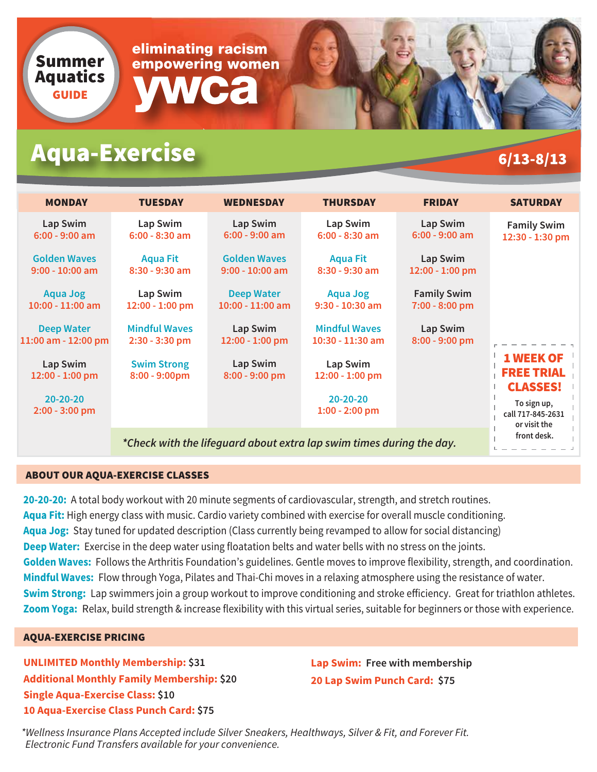# Summer Aquatics GUIDE

eliminating racism
empowering women
**ywca**

## Aqua-Exercise

**6/13-8/13**

| MONDAY | TUESDAY | WEDNESDAY | THURSDAY | FRIDAY | SATURDAY |
|---|---|---|---|---|---|
| Lap Swim 6:00 - 9:00 am | Lap Swim 6:00 - 8:30 am | Lap Swim 6:00 - 9:00 am | Lap Swim 6:00 - 8:30 am | Lap Swim 6:00 - 9:00 am | Family Swim 12:30 - 1:30 pm |
| Golden Waves 9:00 - 10:00 am | Aqua Fit 8:30 - 9:30 am | Golden Waves 9:00 - 10:00 am | Aqua Fit 8:30 - 9:30 am | Lap Swim 12:00 - 1:00 pm | |
| Aqua Jog 10:00 - 11:00 am | Lap Swim 12:00 - 1:00 pm | Deep Water 10:00 - 11:00 am | Aqua Jog 9:30 - 10:30 am | Family Swim 7:00 - 8:00 pm | |
| Deep Water 11:00 am - 12:00 pm | Mindful Waves 2:30 - 3:30 pm | Lap Swim 12:00 - 1:00 pm | Mindful Waves 10:30 - 11:30 am | Lap Swim 8:00 - 9:00 pm | |
| Lap Swim 12:00 - 1:00 pm | Swim Strong 8:00 - 9:00pm | Lap Swim 8:00 - 9:00 pm | Lap Swim 12:00 - 1:00 pm | | |
| 20-20-20 2:00 - 3:00 pm | | | 20-20-20 1:00 - 2:00 pm | | |

*Check with the lifeguard about extra lap swim times during the day.*

**1 WEEK OF FREE TRIAL CLASSES!**
To sign up, call 717-845-2631 or visit the front desk.

### ABOUT OUR AQUA-EXERCISE CLASSES

**20-20-20:** A total body workout with 20 minute segments of cardiovascular, strength, and stretch routines.
**Aqua Fit:** High energy class with music. Cardio variety combined with exercise for overall muscle conditioning.
**Aqua Jog:** Stay tuned for updated description (Class currently being revamped to allow for social distancing)
**Deep Water:** Exercise in the deep water using floatation belts and water bells with no stress on the joints.
**Golden Waves:** Follows the Arthritis Foundation's guidelines. Gentle moves to improve flexibility, strength, and coordination.
**Mindful Waves:** Flow through Yoga, Pilates and Thai-Chi moves in a relaxing atmosphere using the resistance of water.
**Swim Strong:** Lap swimmers join a group workout to improve conditioning and stroke efficiency. Great for triathlon athletes.
**Zoom Yoga:** Relax, build strength & increase flexibility with this virtual series, suitable for beginners or those with experience.

### AQUA-EXERCISE PRICING

**UNLIMITED Monthly Membership:** $31
**Additional Monthly Family Membership:** $20
**Single Aqua-Exercise Class:** $10
**10 Aqua-Exercise Class Punch Card:** $75

**Lap Swim:** Free with membership
**20 Lap Swim Punch Card:** $75

*\*Wellness Insurance Plans Accepted include Silver Sneakers, Healthways, Silver & Fit, and Forever Fit. Electronic Fund Transfers available for your convenience.*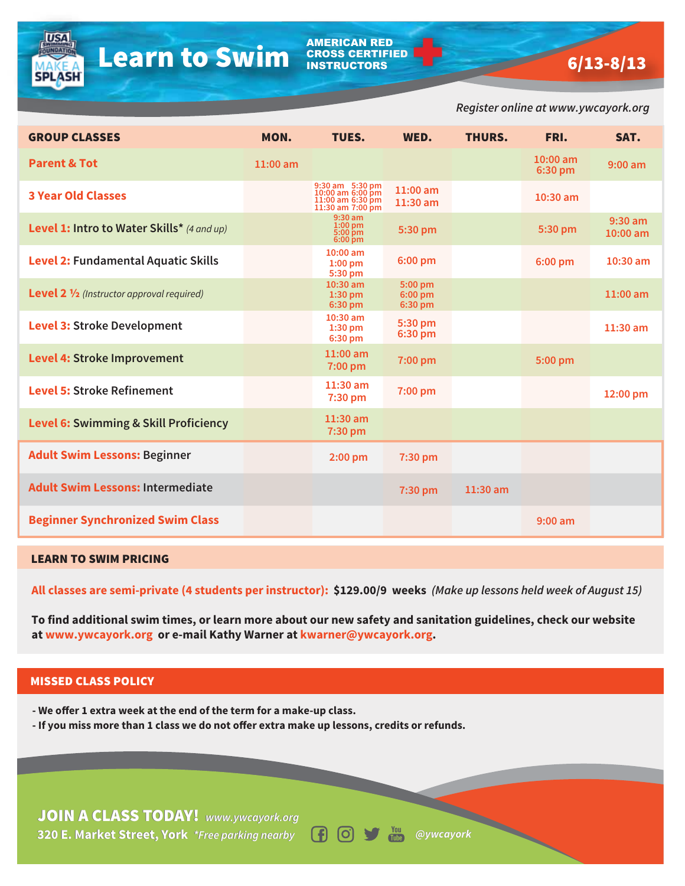# Learn to Swim

AMERICAN RED CROSS CERTIFIED INSTRUCTORS

6/13-8/13

*Register online at www.ywcayork.org*

| GROUP CLASSES | MON. | TUES. | WED. | THURS. | FRI. | SAT. |
|---|---|---|---|---|---|---|
| **Parent & Tot** | 11:00 am | | | | 10:00 am 6:30 pm | 9:00 am |
| **3 Year Old Classes** | | 9:30 am 10:00 am 11:00 am 11:30 am 5:30 pm 6:00 pm 6:30 pm 7:00 pm | 11:00 am 11:30 am | | 10:30 am | |
| **Level 1:** Intro to Water Skills* *(4 and up)* | | 9:30 am 1:00 pm 5:00 pm 6:00 pm | 5:30 pm | | 5:30 pm | 9:30 am 10:00 am |
| **Level 2:** Fundamental Aquatic Skills | | 10:00 am 1:00 pm 5:30 pm | 6:00 pm | | 6:00 pm | 10:30 am |
| **Level 2 ½** *(Instructor approval required)* | | 10:30 am 1:30 pm 6:30 pm | 5:00 pm 6:00 pm 6:30 pm | | | 11:00 am |
| **Level 3:** Stroke Development | | 10:30 am 1:30 pm 6:30 pm | 5:30 pm 6:30 pm | | | 11:30 am |
| **Level 4:** Stroke Improvement | | 11:00 am 7:00 pm | 7:00 pm | | 5:00 pm | |
| **Level 5:** Stroke Refinement | | 11:30 am 7:30 pm | 7:00 pm | | | 12:00 pm |
| **Level 6:** Swimming & Skill Proficiency | | 11:30 am 7:30 pm | | | | |
| **Adult Swim Lessons:** Beginner | | 2:00 pm | 7:30 pm | | | |
| **Adult Swim Lessons:** Intermediate | | | 7:30 pm | 11:30 am | | |
| **Beginner Synchronized Swim Class** | | | | | 9:00 am | |

## LEARN TO SWIM PRICING

**All classes are semi-private (4 students per instructor): $129.00/9 weeks** *(Make up lessons held week of August 15)*

**To find additional swim times, or learn more about our new safety and sanitation guidelines, check our website at www.ywcayork.org or e-mail Kathy Warner at kwarner@ywcayork.org.**

## MISSED CLASS POLICY

- **We offer 1 extra week at the end of the term for a make-up class.**
- **If you miss more than 1 class we do not offer extra make up lessons, credits or refunds.**

**JOIN A CLASS TODAY!** *www.ywcayork.org*

**320 E. Market Street, York** *\*Free parking nearby*

@ywcayork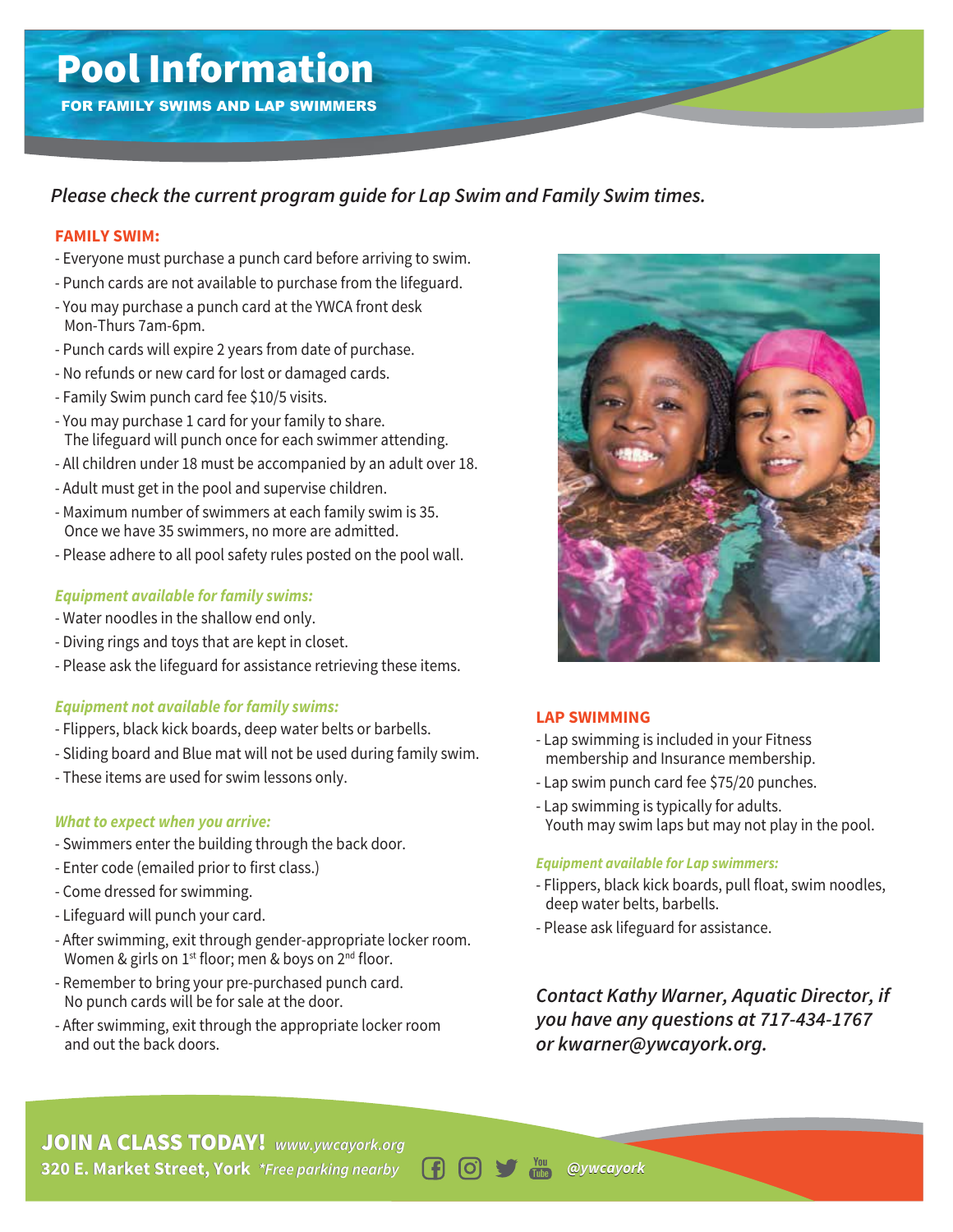# Pool Information

**FOR FAMILY SWIMS AND LAP SWIMMERS**

*Please check the current program guide for Lap Swim and Family Swim times.*

## FAMILY SWIM:

- Everyone must purchase a punch card before arriving to swim.
- Punch cards are not available to purchase from the lifeguard.
- You may purchase a punch card at the YWCA front desk Mon-Thurs 7am-6pm.
- Punch cards will expire 2 years from date of purchase.
- No refunds or new card for lost or damaged cards.
- Family Swim punch card fee $10/5 visits.
- You may purchase 1 card for your family to share. The lifeguard will punch once for each swimmer attending.
- All children under 18 must be accompanied by an adult over 18.
- Adult must get in the pool and supervise children.
- Maximum number of swimmers at each family swim is 35. Once we have 35 swimmers, no more are admitted.
- Please adhere to all pool safety rules posted on the pool wall.

### *Equipment available for family swims:*

- Water noodles in the shallow end only.
- Diving rings and toys that are kept in closet.
- Please ask the lifeguard for assistance retrieving these items.

### *Equipment not available for family swims:*

- Flippers, black kick boards, deep water belts or barbells.
- Sliding board and Blue mat will not be used during family swim.
- These items are used for swim lessons only.

### *What to expect when you arrive:*

- Swimmers enter the building through the back door.
- Enter code (emailed prior to first class.)
- Come dressed for swimming.
- Lifeguard will punch your card.
- After swimming, exit through gender-appropriate locker room. Women & girls on 1st floor; men & boys on 2nd floor.
- Remember to bring your pre-purchased punch card. No punch cards will be for sale at the door.
- After swimming, exit through the appropriate locker room and out the back doors.

## LAP SWIMMING

- Lap swimming is included in your Fitness membership and Insurance membership.
- Lap swim punch card fee $75/20 punches.
- Lap swimming is typically for adults. Youth may swim laps but may not play in the pool.

### *Equipment available for Lap swimmers:*

- Flippers, black kick boards, pull float, swim noodles, deep water belts, barbells.
- Please ask lifeguard for assistance.

***Contact Kathy Warner, Aquatic Director, if you have any questions at 717-434-1767 or kwarner@ywcayork.org.***

**JOIN A CLASS TODAY!** *www.ywcayork.org*

**320 E. Market Street, York** *\*Free parking nearby* *@ywcayork*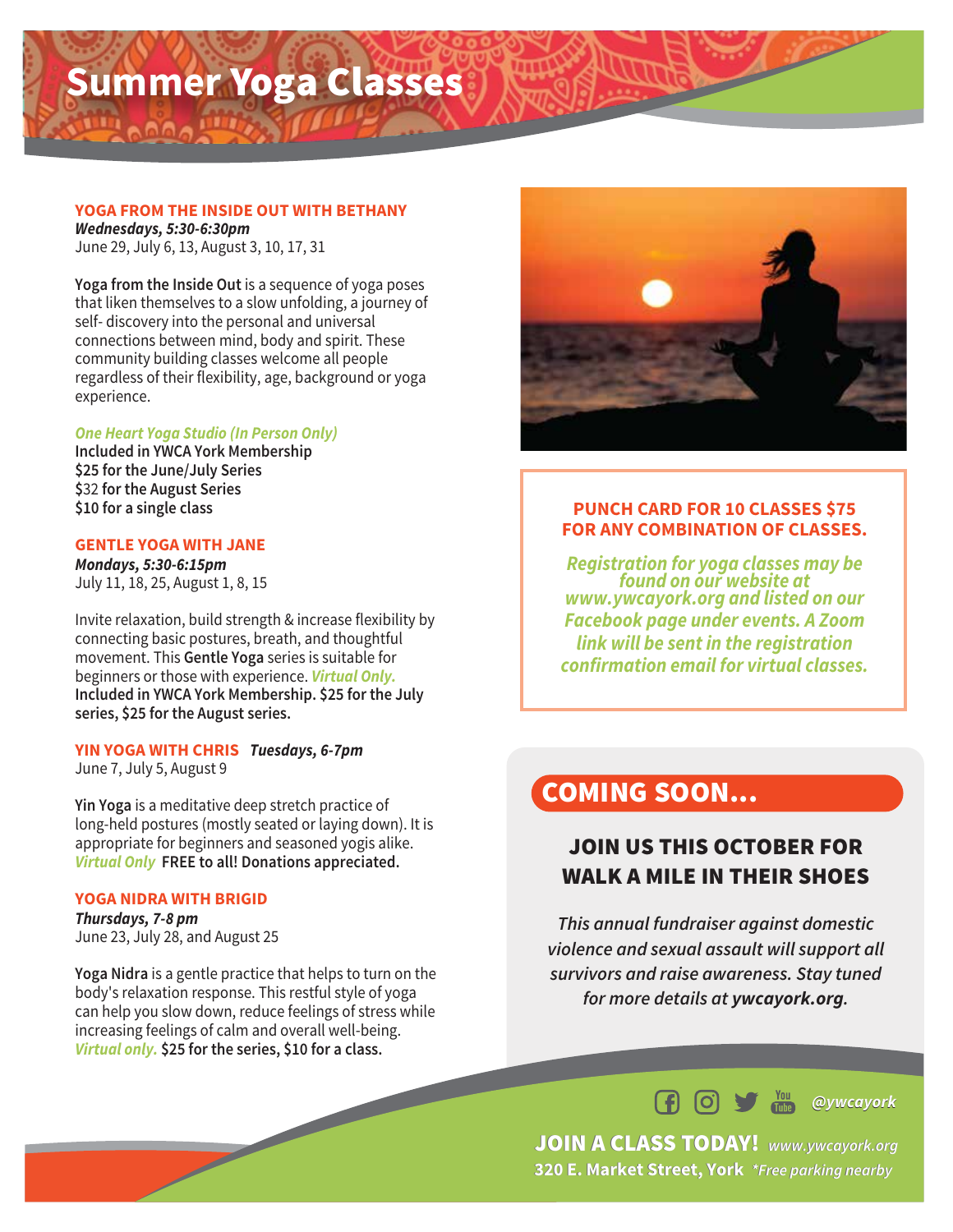# Summer Yoga Classes

### YOGA FROM THE INSIDE OUT WITH BETHANY

***Wednesdays, 5:30-6:30pm***
June 29, July 6, 13, August 3, 10, 17, 31

**Yoga from the Inside Out** is a sequence of yoga poses that liken themselves to a slow unfolding, a journey of self- discovery into the personal and universal connections between mind, body and spirit. These community building classes welcome all people regardless of their flexibility, age, background or yoga experience.

*One Heart Yoga Studio (In Person Only)*
**Included in YWCA York Membership**
**$25 for the June/July Series**
$32 **for the August Series**
**$10 for a single class**

### GENTLE YOGA WITH JANE

***Mondays, 5:30-6:15pm***
July 11, 18, 25, August 1, 8, 15

Invite relaxation, build strength & increase flexibility by connecting basic postures, breath, and thoughtful movement. This **Gentle Yoga** series is suitable for beginners or those with experience. ***Virtual Only.*** **Included in YWCA York Membership. $25 for the July series, $25 for the August series.**

### YIN YOGA WITH CHRIS ***Tuesdays, 6-7pm***

June 7, July 5, August 9

**Yin Yoga** is a meditative deep stretch practice of long-held postures (mostly seated or laying down). It is appropriate for beginners and seasoned yogis alike. *Virtual Only* **FREE to all! Donations appreciated.**

### YOGA NIDRA WITH BRIGID

***Thursdays, 7-8 pm***
June 23, July 28, and August 25

**Yoga Nidra** is a gentle practice that helps to turn on the body's relaxation response. This restful style of yoga can help you slow down, reduce feelings of stress while increasing feelings of calm and overall well-being. ***Virtual only.*** **$25 for the series, $10 for a class.**

**PUNCH CARD FOR 10 CLASSES $75 FOR ANY COMBINATION OF CLASSES.**

***Registration for yoga classes may be found on our website at www.ywcayork.org and listed on our Facebook page under events. A Zoom link will be sent in the registration confirmation email for virtual classes.***

## COMING SOON...

### JOIN US THIS OCTOBER FOR WALK A MILE IN THEIR SHOES

*This annual fundraiser against domestic violence and sexual assault will support all survivors and raise awareness. Stay tuned for more details at **ywcayork.org**.*

*@ywcayork*

**JOIN A CLASS TODAY!** *www.ywcayork.org*
**320 E. Market Street, York** *\*Free parking nearby*